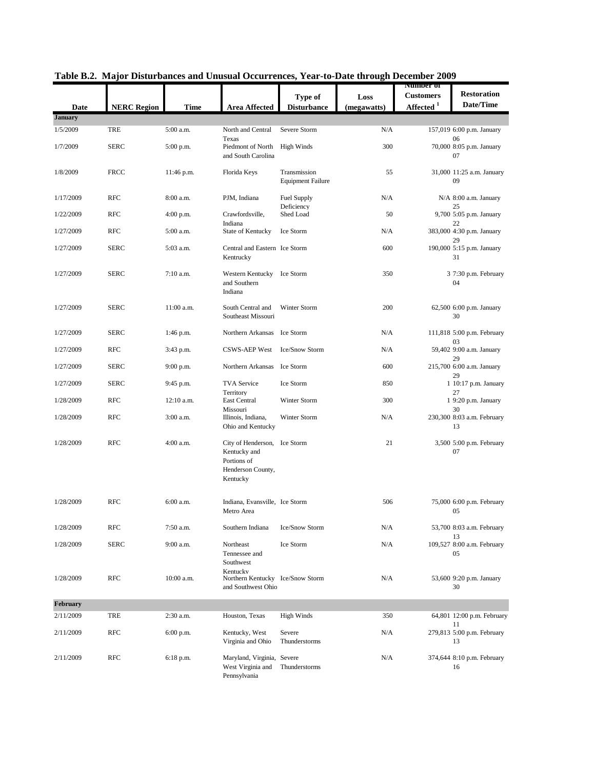# Table B.2. Major Disturbances and Unusual Occurrences, Year-to-Date through December 2009

| Date | NERC Region | Time | Area Affected | Type of Disturbance | Loss (megawatts) | Number of Customers Affected [1] | Restoration Date/Time |
|---|---|---|---|---|---|---|---|
| **January** | | | | | | | |
| 1/5/2009 | TRE | 5:00 a.m. | North and Central Texas | Severe Storm | N/A | 157,019 | 6:00 p.m. January 06 |
| 1/7/2009 | SERC | 5:00 p.m. | Piedmont of North and South Carolina | High Winds | 300 | 70,000 | 8:05 p.m. January 07 |
| 1/8/2009 | FRCC | 11:46 p.m. | Florida Keys | Transmission Equipment Failure | 55 | 31,000 | 11:25 a.m. January 09 |
| 1/17/2009 | RFC | 8:00 a.m. | PJM, Indiana | Fuel Supply Deficiency | N/A | N/A | 8:00 a.m. January 25 |
| 1/22/2009 | RFC | 4:00 p.m. | Crawfordsville, Indiana | Shed Load | 50 | 9,700 | 5:05 p.m. January 22 |
| 1/27/2009 | RFC | 5:00 a.m. | State of Kentucky | Ice Storm | N/A | 383,000 | 4:30 p.m. January 29 |
| 1/27/2009 | SERC | 5:03 a.m. | Central and Eastern Kentrucky | Ice Storm | 600 | 190,000 | 5:15 p.m. January 31 |
| 1/27/2009 | SERC | 7:10 a.m. | Western Kentucky and Southern Indiana | Ice Storm | 350 | 3 | 7:30 p.m. February 04 |
| 1/27/2009 | SERC | 11:00 a.m. | South Central and Southeast Missouri | Winter Storm | 200 | 62,500 | 6:00 p.m. January 30 |
| 1/27/2009 | SERC | 1:46 p.m. | Northern Arkansas | Ice Storm | N/A | 111,818 | 5:00 p.m. February 03 |
| 1/27/2009 | RFC | 3:43 p.m. | CSWS-AEP West | Ice/Snow Storm | N/A | 59,402 | 9:00 a.m. January 29 |
| 1/27/2009 | SERC | 9:00 p.m. | Northern Arkansas | Ice Storm | 600 | 215,700 | 6:00 a.m. January 29 |
| 1/27/2009 | SERC | 9:45 p.m. | TVA Service Territory | Ice Storm | 850 | 1 | 10:17 p.m. January 27 |
| 1/28/2009 | RFC | 12:10 a.m. | East Central Missouri | Winter Storm | 300 | 1 | 9:20 p.m. January 30 |
| 1/28/2009 | RFC | 3:00 a.m. | Illinois, Indiana, Ohio and Kentucky | Winter Storm | N/A | 230,300 | 8:03 a.m. February 13 |
| 1/28/2009 | RFC | 4:00 a.m. | City of Henderson, Kentucky and Portions of Henderson County, Kentucky | Ice Storm | 21 | 3,500 | 5:00 p.m. February 07 |
| 1/28/2009 | RFC | 6:00 a.m. | Indiana, Evansville, Metro Area | Ice Storm | 506 | 75,000 | 6:00 p.m. February 05 |
| 1/28/2009 | RFC | 7:50 a.m. | Southern Indiana | Ice/Snow Storm | N/A | 53,700 | 8:03 a.m. February 13 |
| 1/28/2009 | SERC | 9:00 a.m. | Northeast Tennessee and Southwest Kentucky | Ice Storm | N/A | 109,527 | 8:00 a.m. February 05 |
| 1/28/2009 | RFC | 10:00 a.m. | Northern Kentucky and Southwest Ohio | Ice/Snow Storm | N/A | 53,600 | 9:20 p.m. January 30 |
| **February** | | | | | | | |
| 2/11/2009 | TRE | 2:30 a.m. | Houston, Texas | High Winds | 350 | 64,801 | 12:00 p.m. February 11 |
| 2/11/2009 | RFC | 6:00 p.m. | Kentucky, West Virginia and Ohio | Severe Thunderstorms | N/A | 279,813 | 5:00 p.m. February 13 |
| 2/11/2009 | RFC | 6:18 p.m. | Maryland, Virginia, West Virginia and Pennsylvania | Severe Thunderstorms | N/A | 374,644 | 8:10 p.m. February 16 |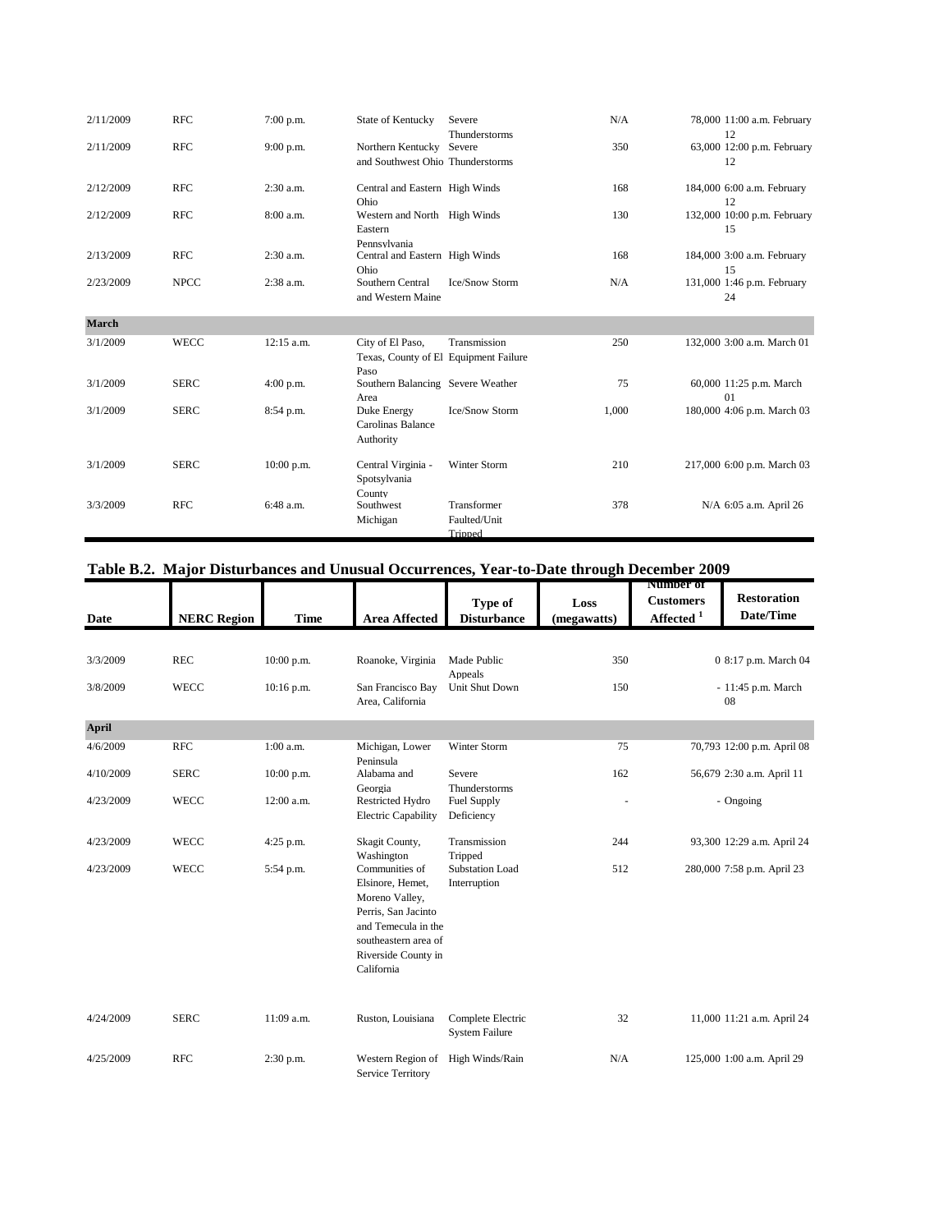| Date | NERC Region | Time | Area Affected | Type of Disturbance | Loss (megawatts) | Number of Customers Affected [1] | Restoration Date/Time |
|---|---|---|---|---|---|---|---|
| 2/11/2009 | RFC | 7:00 p.m. | State of Kentucky | Severe Thunderstorms | N/A | 78,000 | 11:00 a.m. February 12 |
| 2/11/2009 | RFC | 9:00 p.m. | Northern Kentucky and Southwest Ohio | Severe Thunderstorms | 350 | 63,000 | 12:00 p.m. February 12 |
| 2/12/2009 | RFC | 2:30 a.m. | Central and Eastern Ohio | High Winds | 168 | 184,000 | 6:00 a.m. February 12 |
| 2/12/2009 | RFC | 8:00 a.m. | Western and North Eastern Pennsylvania | High Winds | 130 | 132,000 | 10:00 p.m. February 15 |
| 2/13/2009 | RFC | 2:30 a.m. | Central and Eastern Ohio | High Winds | 168 | 184,000 | 3:00 a.m. February 15 |
| 2/23/2009 | NPCC | 2:38 a.m. | Southern Central and Western Maine | Ice/Snow Storm | N/A | 131,000 | 1:46 p.m. February 24 |
| **March** | | | | | | | |
| 3/1/2009 | WECC | 12:15 a.m. | City of El Paso, Texas, County of El Paso | Transmission Equipment Failure | 250 | 132,000 | 3:00 a.m. March 01 |
| 3/1/2009 | SERC | 4:00 p.m. | Southern Balancing Area | Severe Weather | 75 | 60,000 | 11:25 p.m. March 01 |
| 3/1/2009 | SERC | 8:54 p.m. | Duke Energy Carolinas Balance Authority | Ice/Snow Storm | 1,000 | 180,000 | 4:06 p.m. March 03 |
| 3/1/2009 | SERC | 10:00 p.m. | Central Virginia - Spotsylvania County | Winter Storm | 210 | 217,000 | 6:00 p.m. March 03 |
| 3/3/2009 | RFC | 6:48 a.m. | Southwest Michigan | Transformer Faulted/Unit Tripped | 378 | N/A | 6:05 a.m. April 26 |

**Table B.2. Major Disturbances and Unusual Occurrences, Year-to-Date through December 2009**

| Date | NERC Region | Time | Area Affected | Type of Disturbance | Loss (megawatts) | Number of Customers Affected [1] | Restoration Date/Time |
|---|---|---|---|---|---|---|---|
| 3/3/2009 | REC | 10:00 p.m. | Roanoke, Virginia | Made Public Appeals | 350 | 0 | 8:17 p.m. March 04 |
| 3/8/2009 | WECC | 10:16 p.m. | San Francisco Bay Area, California | Unit Shut Down | 150 | - | 11:45 p.m. March 08 |
| **April** | | | | | | | |
| 4/6/2009 | RFC | 1:00 a.m. | Michigan, Lower Peninsula | Winter Storm | 75 | 70,793 | 12:00 p.m. April 08 |
| 4/10/2009 | SERC | 10:00 p.m. | Alabama and Georgia | Severe Thunderstorms | 162 | 56,679 | 2:30 a.m. April 11 |
| 4/23/2009 | WECC | 12:00 a.m. | Restricted Hydro Electric Capability | Fuel Supply Deficiency | - | - | Ongoing |
| 4/23/2009 | WECC | 4:25 p.m. | Skagit County, Washington | Transmission Tripped | 244 | 93,300 | 12:29 a.m. April 24 |
| 4/23/2009 | WECC | 5:54 p.m. | Communities of Elsinore, Hemet, Moreno Valley, Perris, San Jacinto and Temecula in the southeastern area of Riverside County in California | Substation Load Interruption | 512 | 280,000 | 7:58 p.m. April 23 |
| 4/24/2009 | SERC | 11:09 a.m. | Ruston, Louisiana | Complete Electric System Failure | 32 | 11,000 | 11:21 a.m. April 24 |
| 4/25/2009 | RFC | 2:30 p.m. | Western Region of Service Territory | High Winds/Rain | N/A | 125,000 | 1:00 a.m. April 29 |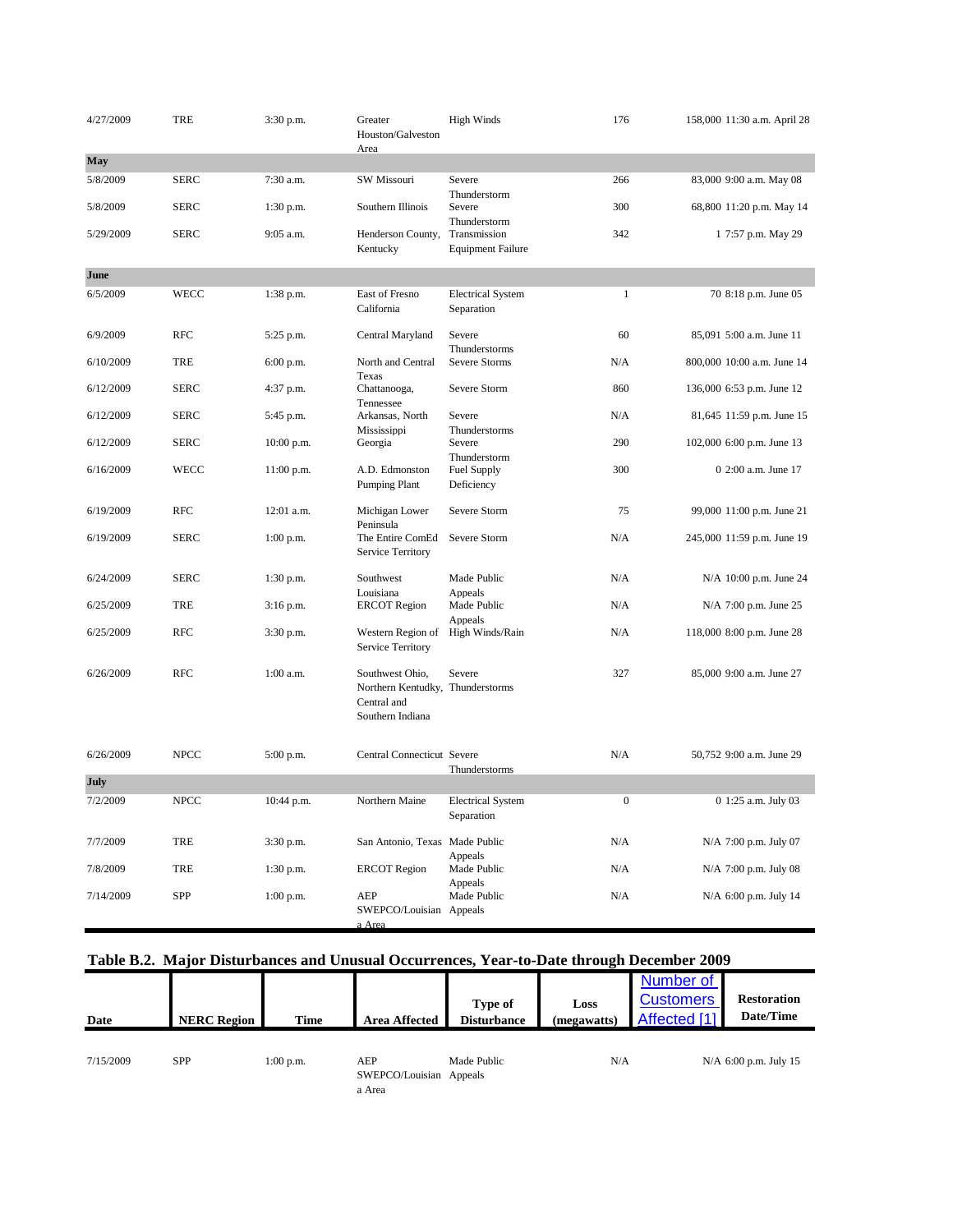| Date | NERC Region | Time | Area Affected | Type of Disturbance | Loss (megawatts) | Number of Customers Affected [1] | Restoration Date/Time |
|---|---|---|---|---|---|---|---|
| 4/27/2009 | TRE | 3:30 p.m. | Greater Houston/Galveston Area | High Winds | 176 | 158,000 | 11:30 a.m. April 28 |
| **May** | | | | | | | |
| 5/8/2009 | SERC | 7:30 a.m. | SW Missouri | Severe Thunderstorm | 266 | 83,000 | 9:00 a.m. May 08 |
| 5/8/2009 | SERC | 1:30 p.m. | Southern Illinois | Severe Thunderstorm | 300 | 68,800 | 11:20 p.m. May 14 |
| 5/29/2009 | SERC | 9:05 a.m. | Henderson County, Kentucky | Transmission Equipment Failure | 342 | 1 | 7:57 p.m. May 29 |
| **June** | | | | | | | |
| 6/5/2009 | WECC | 1:38 p.m. | East of Fresno California | Electrical System Separation | 1 | 70 | 8:18 p.m. June 05 |
| 6/9/2009 | RFC | 5:25 p.m. | Central Maryland | Severe Thunderstorms | 60 | 85,091 | 5:00 a.m. June 11 |
| 6/10/2009 | TRE | 6:00 p.m. | North and Central Texas | Severe Storms | N/A | 800,000 | 10:00 a.m. June 14 |
| 6/12/2009 | SERC | 4:37 p.m. | Chattanooga, Tennessee | Severe Storm | 860 | 136,000 | 6:53 p.m. June 12 |
| 6/12/2009 | SERC | 5:45 p.m. | Arkansas, North Mississippi | Severe Thunderstorms | N/A | 81,645 | 11:59 p.m. June 15 |
| 6/12/2009 | SERC | 10:00 p.m. | Georgia | Severe Thunderstorm | 290 | 102,000 | 6:00 p.m. June 13 |
| 6/16/2009 | WECC | 11:00 p.m. | A.D. Edmonston Pumping Plant | Fuel Supply Deficiency | 300 | 0 | 2:00 a.m. June 17 |
| 6/19/2009 | RFC | 12:01 a.m. | Michigan Lower Peninsula | Severe Storm | 75 | 99,000 | 11:00 p.m. June 21 |
| 6/19/2009 | SERC | 1:00 p.m. | The Entire ComEd Service Territory | Severe Storm | N/A | 245,000 | 11:59 p.m. June 19 |
| 6/24/2009 | SERC | 1:30 p.m. | Southwest Louisiana | Made Public Appeals | N/A | N/A | 10:00 p.m. June 24 |
| 6/25/2009 | TRE | 3:16 p.m. | ERCOT Region | Made Public Appeals | N/A | N/A | 7:00 p.m. June 25 |
| 6/25/2009 | RFC | 3:30 p.m. | Western Region of Service Territory | High Winds/Rain | N/A | 118,000 | 8:00 p.m. June 28 |
| 6/26/2009 | RFC | 1:00 a.m. | Southwest Ohio, Northern Kentudky, Central and Southern Indiana | Severe Thunderstorms | 327 | 85,000 | 9:00 a.m. June 27 |
| 6/26/2009 | NPCC | 5:00 p.m. | Central Connecticut | Severe Thunderstorms | N/A | 50,752 | 9:00 a.m. June 29 |
| **July** | | | | | | | |
| 7/2/2009 | NPCC | 10:44 p.m. | Northern Maine | Electrical System Separation | 0 | 0 | 1:25 a.m. July 03 |
| 7/7/2009 | TRE | 3:30 p.m. | San Antonio, Texas | Made Public Appeals | N/A | N/A | 7:00 p.m. July 07 |
| 7/8/2009 | TRE | 1:30 p.m. | ERCOT Region | Made Public Appeals | N/A | N/A | 7:00 p.m. July 08 |
| 7/14/2009 | SPP | 1:00 p.m. | AEP SWEPCO/Louisiana Area | Made Public Appeals | N/A | N/A | 6:00 p.m. July 14 |

**Table B.2. Major Disturbances and Unusual Occurrences, Year-to-Date through December 2009**

| Date | NERC Region | Time | Area Affected | Type of Disturbance | Loss (megawatts) | Number of Customers Affected [1] | Restoration Date/Time |
|---|---|---|---|---|---|---|---|
| 7/15/2009 | SPP | 1:00 p.m. | AEP SWEPCO/Louisiana Area | Made Public Appeals | N/A | N/A | 6:00 p.m. July 15 |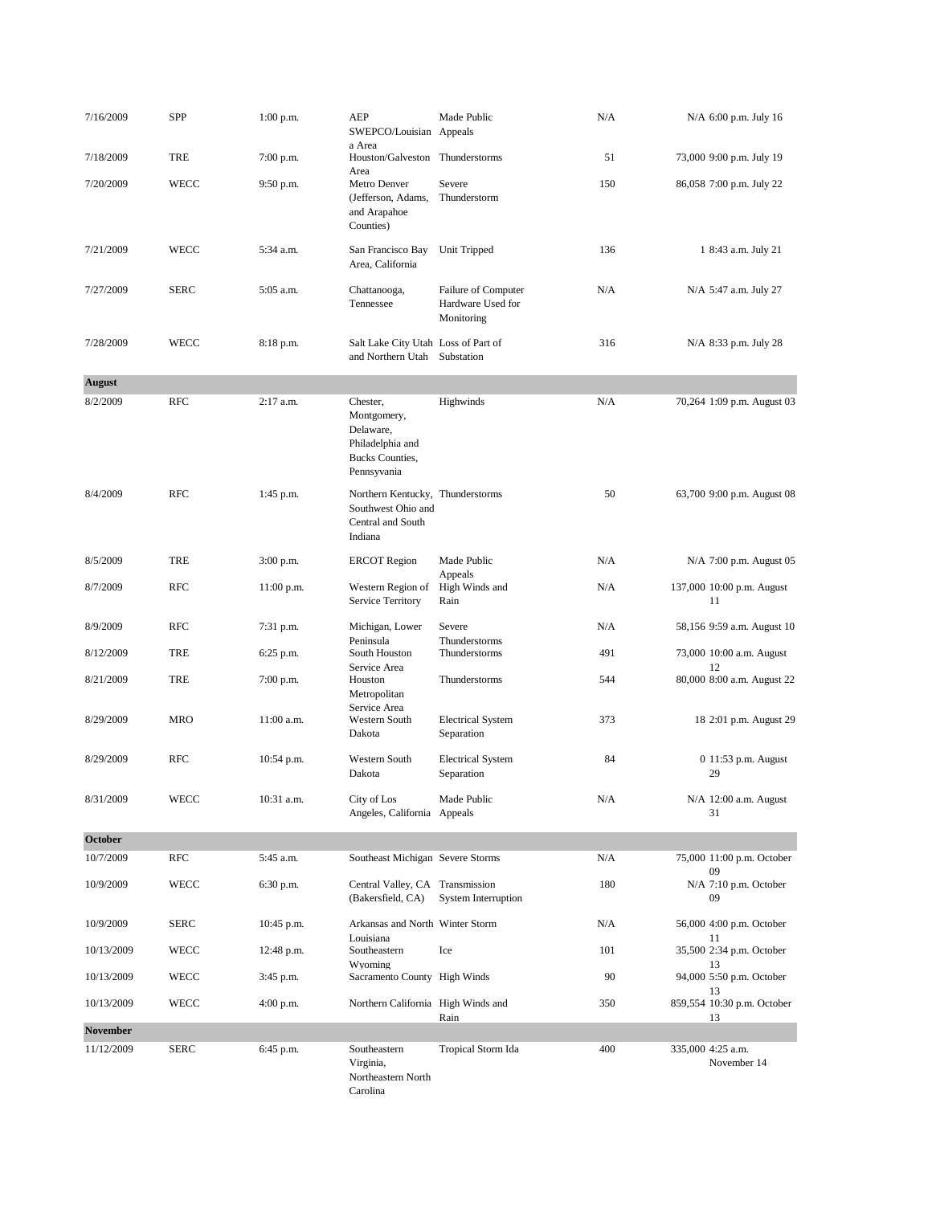| | | | | | | | |
|---|---|---|---|---|---|---|---|
| 7/16/2009 | SPP | 1:00 p.m. | AEP SWEPCO/Louisiana Area | Made Public Appeals | N/A | N/A | 6:00 p.m. July 16 |
| 7/18/2009 | TRE | 7:00 p.m. | Houston/Galveston Area | Thunderstorms | 51 | 73,000 | 9:00 p.m. July 19 |
| 7/20/2009 | WECC | 9:50 p.m. | Metro Denver (Jefferson, Adams, and Arapahoe Counties) | Severe Thunderstorm | 150 | 86,058 | 7:00 p.m. July 22 |
| 7/21/2009 | WECC | 5:34 a.m. | San Francisco Bay Area, California | Unit Tripped | 136 | 1 | 8:43 a.m. July 21 |
| 7/27/2009 | SERC | 5:05 a.m. | Chattanooga, Tennessee | Failure of Computer Hardware Used for Monitoring | N/A | N/A | 5:47 a.m. July 27 |
| 7/28/2009 | WECC | 8:18 p.m. | Salt Lake City Utah and Northern Utah | Loss of Part of Substation | 316 | N/A | 8:33 p.m. July 28 |
| **August** | | | | | | | |
| 8/2/2009 | RFC | 2:17 a.m. | Chester, Montgomery, Delaware, Philadelphia and Bucks Counties, Pennsyvania | Highwinds | N/A | 70,264 | 1:09 p.m. August 03 |
| 8/4/2009 | RFC | 1:45 p.m. | Northern Kentucky, Southwest Ohio and Central and South Indiana | Thunderstorms | 50 | 63,700 | 9:00 p.m. August 08 |
| 8/5/2009 | TRE | 3:00 p.m. | ERCOT Region | Made Public Appeals | N/A | N/A | 7:00 p.m. August 05 |
| 8/7/2009 | RFC | 11:00 p.m. | Western Region of Service Territory | High Winds and Rain | N/A | 137,000 | 10:00 p.m. August 11 |
| 8/9/2009 | RFC | 7:31 p.m. | Michigan, Lower Peninsula | Severe Thunderstorms | N/A | 58,156 | 9:59 a.m. August 10 |
| 8/12/2009 | TRE | 6:25 p.m. | South Houston Service Area | Thunderstorms | 491 | 73,000 | 10:00 a.m. August 12 |
| 8/21/2009 | TRE | 7:00 p.m. | Houston Metropolitan Service Area | Thunderstorms | 544 | 80,000 | 8:00 a.m. August 22 |
| 8/29/2009 | MRO | 11:00 a.m. | Western South Dakota | Electrical System Separation | 373 | 18 | 2:01 p.m. August 29 |
| 8/29/2009 | RFC | 10:54 p.m. | Western South Dakota | Electrical System Separation | 84 | 0 | 11:53 p.m. August 29 |
| 8/31/2009 | WECC | 10:31 a.m. | City of Los Angeles, California | Made Public Appeals | N/A | N/A | 12:00 a.m. August 31 |
| **October** | | | | | | | |
| 10/7/2009 | RFC | 5:45 a.m. | Southeast Michigan | Severe Storms | N/A | 75,000 | 11:00 p.m. October 09 |
| 10/9/2009 | WECC | 6:30 p.m. | Central Valley, CA (Bakersfield, CA) | Transmission System Interruption | 180 | N/A | 7:10 p.m. October 09 |
| 10/9/2009 | SERC | 10:45 p.m. | Arkansas and North Louisiana | Winter Storm | N/A | 56,000 | 4:00 p.m. October 11 |
| 10/13/2009 | WECC | 12:48 p.m. | Southeastern Wyoming | Ice | 101 | 35,500 | 2:34 p.m. October 13 |
| 10/13/2009 | WECC | 3:45 p.m. | Sacramento County | High Winds | 90 | 94,000 | 5:50 p.m. October 13 |
| 10/13/2009 | WECC | 4:00 p.m. | Northern California | High Winds and Rain | 350 | 859,554 | 10:30 p.m. October 13 |
| **November** | | | | | | | |
| 11/12/2009 | SERC | 6:45 p.m. | Southeastern Virginia, Northeastern North Carolina | Tropical Storm Ida | 400 | 335,000 | 4:25 a.m. November 14 |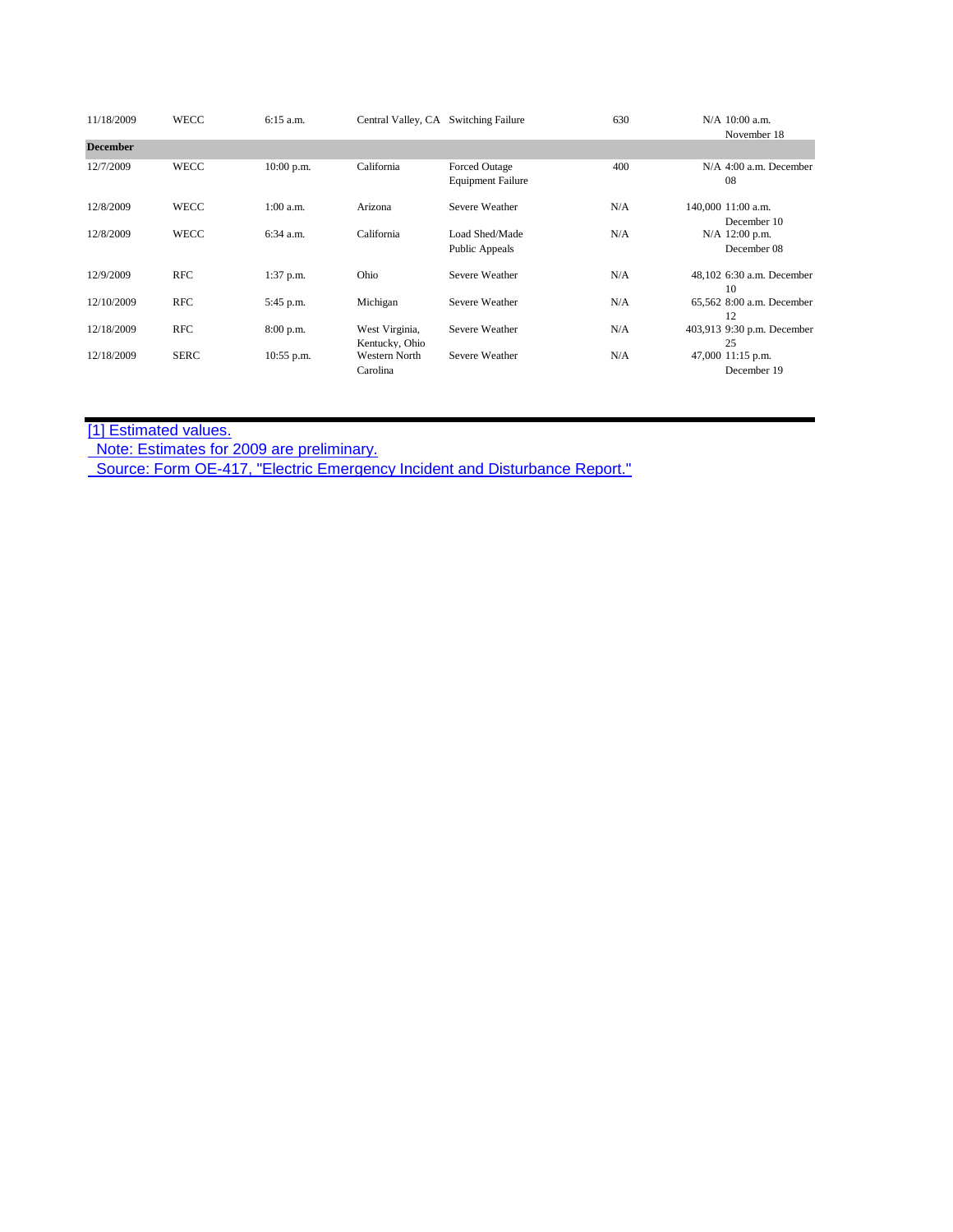| | | | | | | | |
|---|---|---|---|---|---|---|---|
| 11/18/2009 | WECC | 6:15 a.m. | Central Valley, CA | Switching Failure | 630 | N/A | 10:00 a.m. November 18 |
| **December** | | | | | | | |
| 12/7/2009 | WECC | 10:00 p.m. | California | Forced Outage Equipment Failure | 400 | N/A | 4:00 a.m. December 08 |
| 12/8/2009 | WECC | 1:00 a.m. | Arizona | Severe Weather | N/A | 140,000 | 11:00 a.m. December 10 |
| 12/8/2009 | WECC | 6:34 a.m. | California | Load Shed/Made Public Appeals | N/A | N/A | 12:00 p.m. December 08 |
| 12/9/2009 | RFC | 1:37 p.m. | Ohio | Severe Weather | N/A | 48,102 | 6:30 a.m. December 10 |
| 12/10/2009 | RFC | 5:45 p.m. | Michigan | Severe Weather | N/A | 65,562 | 8:00 a.m. December 12 |
| 12/18/2009 | RFC | 8:00 p.m. | West Virginia, Kentucky, Ohio | Severe Weather | N/A | 403,913 | 9:30 p.m. December 25 |
| 12/18/2009 | SERC | 10:55 p.m. | Western North Carolina | Severe Weather | N/A | 47,000 | 11:15 p.m. December 19 |

[1] Estimated values.

Note: Estimates for 2009 are preliminary.

Source: Form OE-417, "Electric Emergency Incident and Disturbance Report."